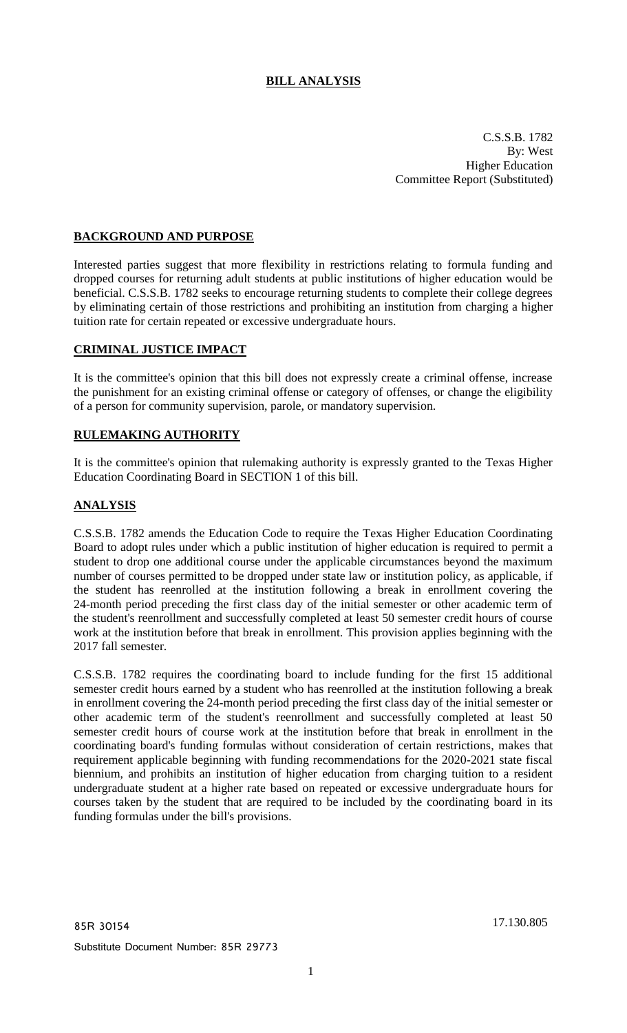## BILL ANALYSIS

C.S.S.B. 1782
By: West
Higher Education
Committee Report (Substituted)

### BACKGROUND AND PURPOSE

Interested parties suggest that more flexibility in restrictions relating to formula funding and dropped courses for returning adult students at public institutions of higher education would be beneficial. C.S.S.B. 1782 seeks to encourage returning students to complete their college degrees by eliminating certain of those restrictions and prohibiting an institution from charging a higher tuition rate for certain repeated or excessive undergraduate hours.

### CRIMINAL JUSTICE IMPACT

It is the committee's opinion that this bill does not expressly create a criminal offense, increase the punishment for an existing criminal offense or category of offenses, or change the eligibility of a person for community supervision, parole, or mandatory supervision.

### RULEMAKING AUTHORITY

It is the committee's opinion that rulemaking authority is expressly granted to the Texas Higher Education Coordinating Board in SECTION 1 of this bill.

### ANALYSIS

C.S.S.B. 1782 amends the Education Code to require the Texas Higher Education Coordinating Board to adopt rules under which a public institution of higher education is required to permit a student to drop one additional course under the applicable circumstances beyond the maximum number of courses permitted to be dropped under state law or institution policy, as applicable, if the student has reenrolled at the institution following a break in enrollment covering the 24-month period preceding the first class day of the initial semester or other academic term of the student's reenrollment and successfully completed at least 50 semester credit hours of course work at the institution before that break in enrollment. This provision applies beginning with the 2017 fall semester.

C.S.S.B. 1782 requires the coordinating board to include funding for the first 15 additional semester credit hours earned by a student who has reenrolled at the institution following a break in enrollment covering the 24-month period preceding the first class day of the initial semester or other academic term of the student's reenrollment and successfully completed at least 50 semester credit hours of course work at the institution before that break in enrollment in the coordinating board's funding formulas without consideration of certain restrictions, makes that requirement applicable beginning with funding recommendations for the 2020-2021 state fiscal biennium, and prohibits an institution of higher education from charging tuition to a resident undergraduate student at a higher rate based on repeated or excessive undergraduate hours for courses taken by the student that are required to be included by the coordinating board in its funding formulas under the bill's provisions.

85R 30154

17.130.805

Substitute Document Number: 85R 29773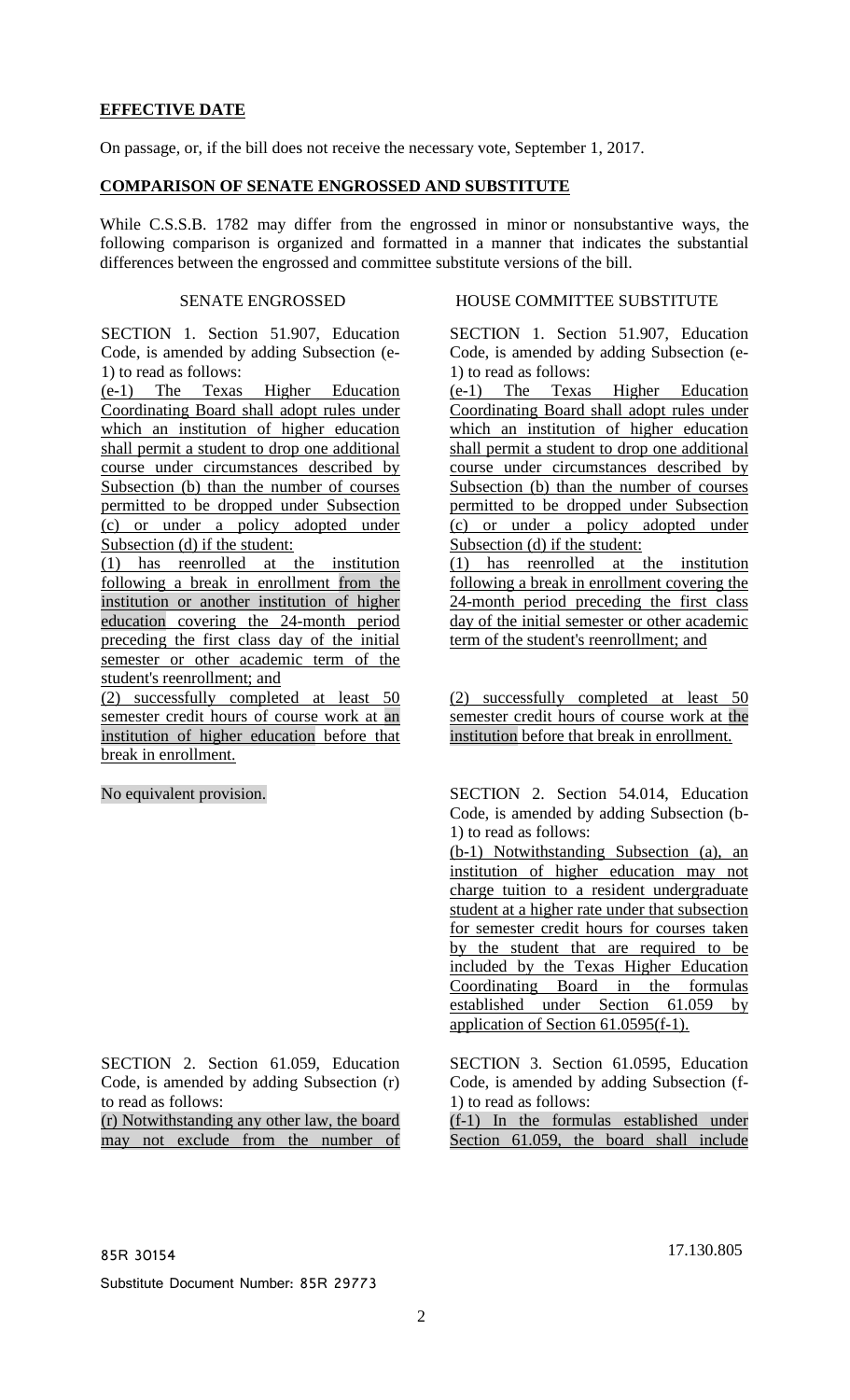**EFFECTIVE DATE**

On passage, or, if the bill does not receive the necessary vote, September 1, 2017.

**COMPARISON OF SENATE ENGROSSED AND SUBSTITUTE**

While C.S.S.B. 1782 may differ from the engrossed in minor or nonsubstantive ways, the following comparison is organized and formatted in a manner that indicates the substantial differences between the engrossed and committee substitute versions of the bill.

| SENATE ENGROSSED | HOUSE COMMITTEE SUBSTITUTE |
|---|---|
| SECTION 1. Section 51.907, Education Code, is amended by adding Subsection (e-1) to read as follows:<br>(e-1) The Texas Higher Education Coordinating Board shall adopt rules under which an institution of higher education shall permit a student to drop one additional course under circumstances described by Subsection (b) than the number of courses permitted to be dropped under Subsection (c) or under a policy adopted under Subsection (d) if the student:<br>(1) has reenrolled at the institution following a break in enrollment from the institution or another institution of higher education covering the 24-month period preceding the first class day of the initial semester or other academic term of the student's reenrollment; and<br>(2) successfully completed at least 50 semester credit hours of course work at an institution of higher education before that break in enrollment. | SECTION 1. Section 51.907, Education Code, is amended by adding Subsection (e-1) to read as follows:<br>(e-1) The Texas Higher Education Coordinating Board shall adopt rules under which an institution of higher education shall permit a student to drop one additional course under circumstances described by Subsection (b) than the number of courses permitted to be dropped under Subsection (c) or under a policy adopted under Subsection (d) if the student:<br>(1) has reenrolled at the institution following a break in enrollment covering the 24-month period preceding the first class day of the initial semester or other academic term of the student's reenrollment; and<br>(2) successfully completed at least 50 semester credit hours of course work at the institution before that break in enrollment. |
| No equivalent provision. | SECTION 2. Section 54.014, Education Code, is amended by adding Subsection (b-1) to read as follows:<br>(b-1) Notwithstanding Subsection (a), an institution of higher education may not charge tuition to a resident undergraduate student at a higher rate under that subsection for semester credit hours for courses taken by the student that are required to be included by the Texas Higher Education Coordinating Board in the formulas established under Section 61.059 by application of Section 61.0595(f-1). |
| SECTION 2. Section 61.059, Education Code, is amended by adding Subsection (r) to read as follows:<br>(r) Notwithstanding any other law, the board may not exclude from the number of | SECTION 3. Section 61.0595, Education Code, is amended by adding Subsection (f-1) to read as follows:<br>(f-1) In the formulas established under Section 61.059, the board shall include |

85R 30154

17.130.805

Substitute Document Number: 85R 29773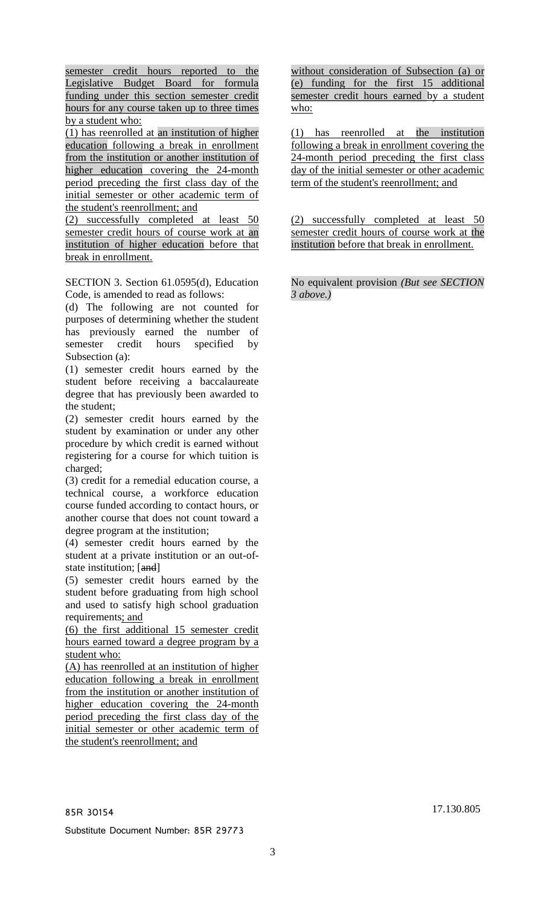| | |
|---|---|
| semester credit hours reported to the Legislative Budget Board for formula funding under this section semester credit hours for any course taken up to three times by a student who: | without consideration of Subsection (a) or (e) funding for the first 15 additional semester credit hours earned by a student who: |
| (1) has reenrolled at an institution of higher education following a break in enrollment from the institution or another institution of higher education covering the 24-month period preceding the first class day of the initial semester or other academic term of the student's reenrollment; and | (1) has reenrolled at the institution following a break in enrollment covering the 24-month period preceding the first class day of the initial semester or other academic term of the student's reenrollment; and |
| (2) successfully completed at least 50 semester credit hours of course work at an institution of higher education before that break in enrollment. | (2) successfully completed at least 50 semester credit hours of course work at the institution before that break in enrollment. |
| SECTION 3. Section 61.0595(d), Education Code, is amended to read as follows: | No equivalent provision *(But see SECTION 3 above.)* |
| (d) The following are not counted for purposes of determining whether the student has previously earned the number of semester credit hours specified by Subsection (a): | |
| (1) semester credit hours earned by the student before receiving a baccalaureate degree that has previously been awarded to the student; | |
| (2) semester credit hours earned by the student by examination or under any other procedure by which credit is earned without registering for a course for which tuition is charged; | |
| (3) credit for a remedial education course, a technical course, a workforce education course funded according to contact hours, or another course that does not count toward a degree program at the institution; | |
| (4) semester credit hours earned by the student at a private institution or an out-of-state institution; [~~and~~] | |
| (5) semester credit hours earned by the student before graduating from high school and used to satisfy high school graduation requirements; and | |
| (6) the first additional 15 semester credit hours earned toward a degree program by a student who: | |
| (A) has reenrolled at an institution of higher education following a break in enrollment from the institution or another institution of higher education covering the 24-month period preceding the first class day of the initial semester or other academic term of the student's reenrollment; and | |

85R 30154 17.130.805

Substitute Document Number: 85R 29773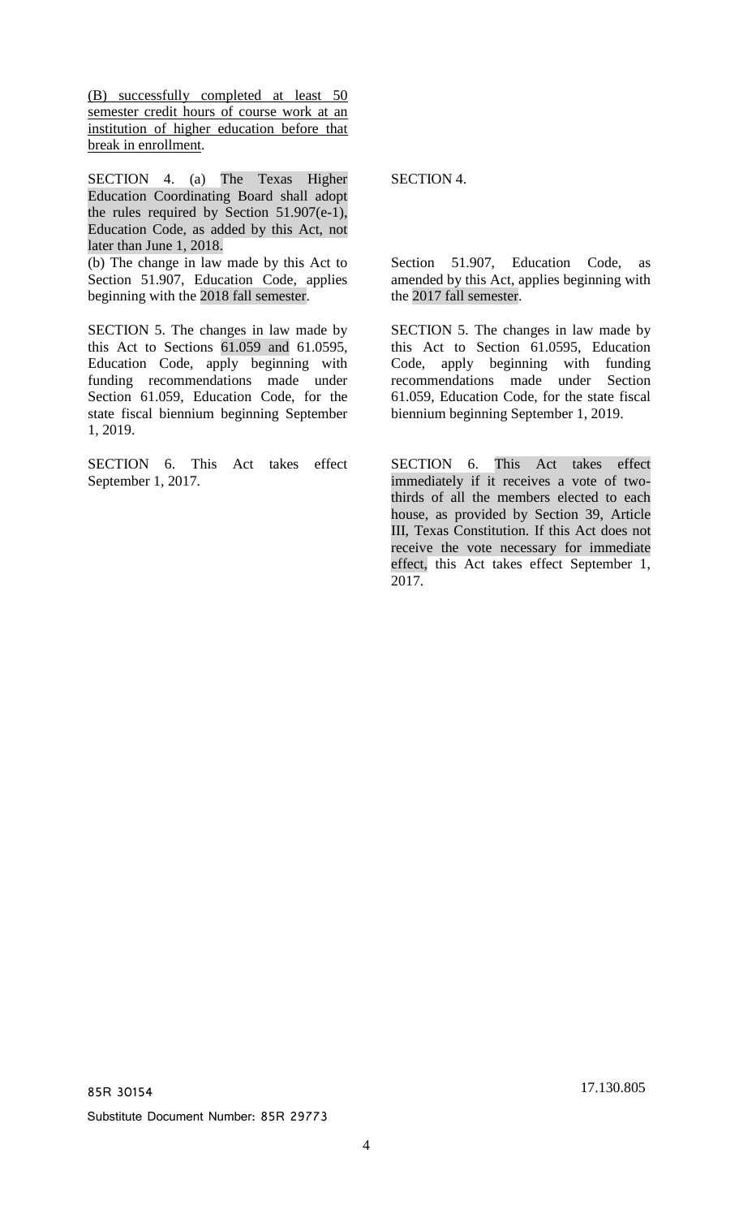| | |
|---|---|
| (B) successfully completed at least 50 semester credit hours of course work at an institution of higher education before that break in enrollment. | |
| SECTION 4. (a) The Texas Higher Education Coordinating Board shall adopt the rules required by Section 51.907(e-1), Education Code, as added by this Act, not later than June 1, 2018. | SECTION 4. |
| (b) The change in law made by this Act to Section 51.907, Education Code, applies beginning with the 2018 fall semester. | Section 51.907, Education Code, as amended by this Act, applies beginning with the 2017 fall semester. |
| SECTION 5. The changes in law made by this Act to Sections 61.059 and 61.0595, Education Code, apply beginning with funding recommendations made under Section 61.059, Education Code, for the state fiscal biennium beginning September 1, 2019. | SECTION 5. The changes in law made by this Act to Section 61.0595, Education Code, apply beginning with funding recommendations made under Section 61.059, Education Code, for the state fiscal biennium beginning September 1, 2019. |
| SECTION 6. This Act takes effect September 1, 2017. | SECTION 6. This Act takes effect immediately if it receives a vote of two-thirds of all the members elected to each house, as provided by Section 39, Article III, Texas Constitution. If this Act does not receive the vote necessary for immediate effect, this Act takes effect September 1, 2017. |

85R 30154

17.130.805

Substitute Document Number: 85R 29773